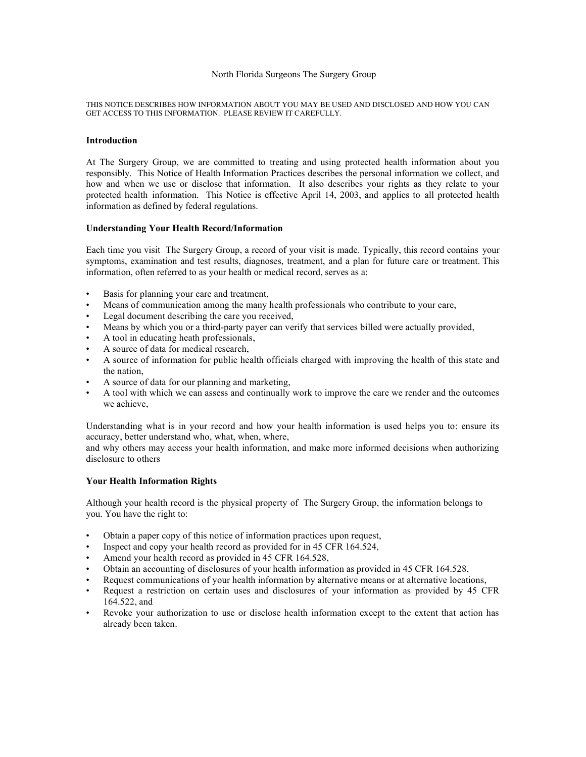# North Florida Surgeons The Surgery Group

THIS NOTICE DESCRIBES HOW INFORMATION ABOUT YOU MAY BE USED AND DISCLOSED AND HOW YOU CAN GET ACCESS TO THIS INFORMATION. PLEASE REVIEW IT CAREFULLY.

## Introduction

At The Surgery Group, we are committed to treating and using protected health information about you responsibly. This Notice of Health Information Practices describes the personal information we collect, and how and when we use or disclose that information. It also describes your rights as they relate to your protected health information. This Notice is effective April 14, 2003, and applies to all protected health information as defined by federal regulations.

## Understanding Your Health Record/Information

Each time you visit The Surgery Group, a record of your visit is made. Typically, this record contains your symptoms, examination and test results, diagnoses, treatment, and a plan for future care or treatment. This information, often referred to as your health or medical record, serves as a:

- Basis for planning your care and treatment,
- Means of communication among the many health professionals who contribute to your care,
- Legal document describing the care you received,
- Means by which you or a third-party payer can verify that services billed were actually provided,
- A tool in educating heath professionals,
- A source of data for medical research,
- A source of information for public health officials charged with improving the health of this state and the nation,
- A source of data for our planning and marketing,
- A tool with which we can assess and continually work to improve the care we render and the outcomes we achieve,

Understanding what is in your record and how your health information is used helps you to: ensure its accuracy, better understand who, what, when, where,
and why others may access your health information, and make more informed decisions when authorizing disclosure to others

## Your Health Information Rights

Although your health record is the physical property of The Surgery Group, the information belongs to you. You have the right to:

- Obtain a paper copy of this notice of information practices upon request,
- Inspect and copy your health record as provided for in 45 CFR 164.524,
- Amend your health record as provided in 45 CFR 164.528,
- Obtain an accounting of disclosures of your health information as provided in 45 CFR 164.528,
- Request communications of your health information by alternative means or at alternative locations,
- Request a restriction on certain uses and disclosures of your information as provided by 45 CFR 164.522, and
- Revoke your authorization to use or disclose health information except to the extent that action has already been taken.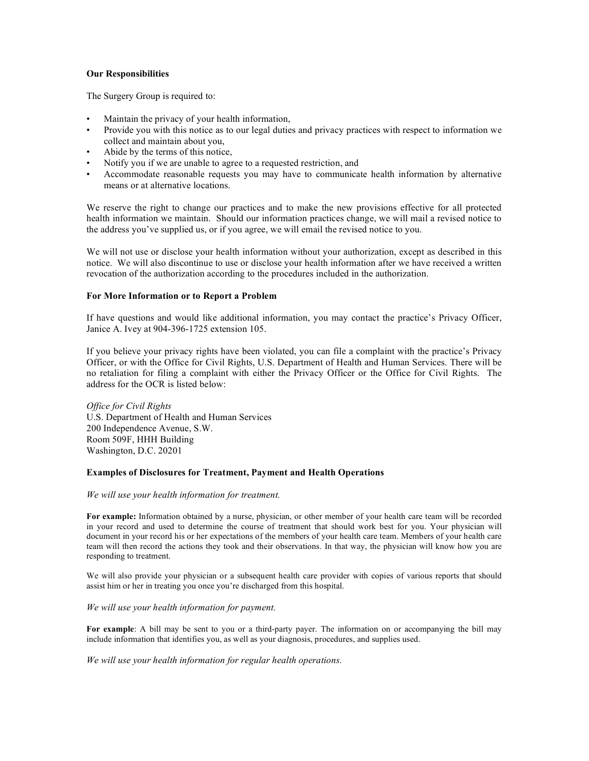**Our Responsibilities**

The Surgery Group is required to:

- Maintain the privacy of your health information,
- Provide you with this notice as to our legal duties and privacy practices with respect to information we collect and maintain about you,
- Abide by the terms of this notice,
- Notify you if we are unable to agree to a requested restriction, and
- Accommodate reasonable requests you may have to communicate health information by alternative means or at alternative locations.

We reserve the right to change our practices and to make the new provisions effective for all protected health information we maintain. Should our information practices change, we will mail a revised notice to the address you've supplied us, or if you agree, we will email the revised notice to you.

We will not use or disclose your health information without your authorization, except as described in this notice. We will also discontinue to use or disclose your health information after we have received a written revocation of the authorization according to the procedures included in the authorization.

**For More Information or to Report a Problem**

If have questions and would like additional information, you may contact the practice's Privacy Officer, Janice A. Ivey at 904-396-1725 extension 105.

If you believe your privacy rights have been violated, you can file a complaint with the practice's Privacy Officer, or with the Office for Civil Rights, U.S. Department of Health and Human Services. There will be no retaliation for filing a complaint with either the Privacy Officer or the Office for Civil Rights. The address for the OCR is listed below:

*Office for Civil Rights*
U.S. Department of Health and Human Services
200 Independence Avenue, S.W.
Room 509F, HHH Building
Washington, D.C. 20201

**Examples of Disclosures for Treatment, Payment and Health Operations**

*We will use your health information for treatment.*

**For example:** Information obtained by a nurse, physician, or other member of your health care team will be recorded in your record and used to determine the course of treatment that should work best for you. Your physician will document in your record his or her expectations of the members of your health care team. Members of your health care team will then record the actions they took and their observations. In that way, the physician will know how you are responding to treatment.

We will also provide your physician or a subsequent health care provider with copies of various reports that should assist him or her in treating you once you're discharged from this hospital.

*We will use your health information for payment.*

**For example**: A bill may be sent to you or a third-party payer. The information on or accompanying the bill may include information that identifies you, as well as your diagnosis, procedures, and supplies used.

*We will use your health information for regular health operations.*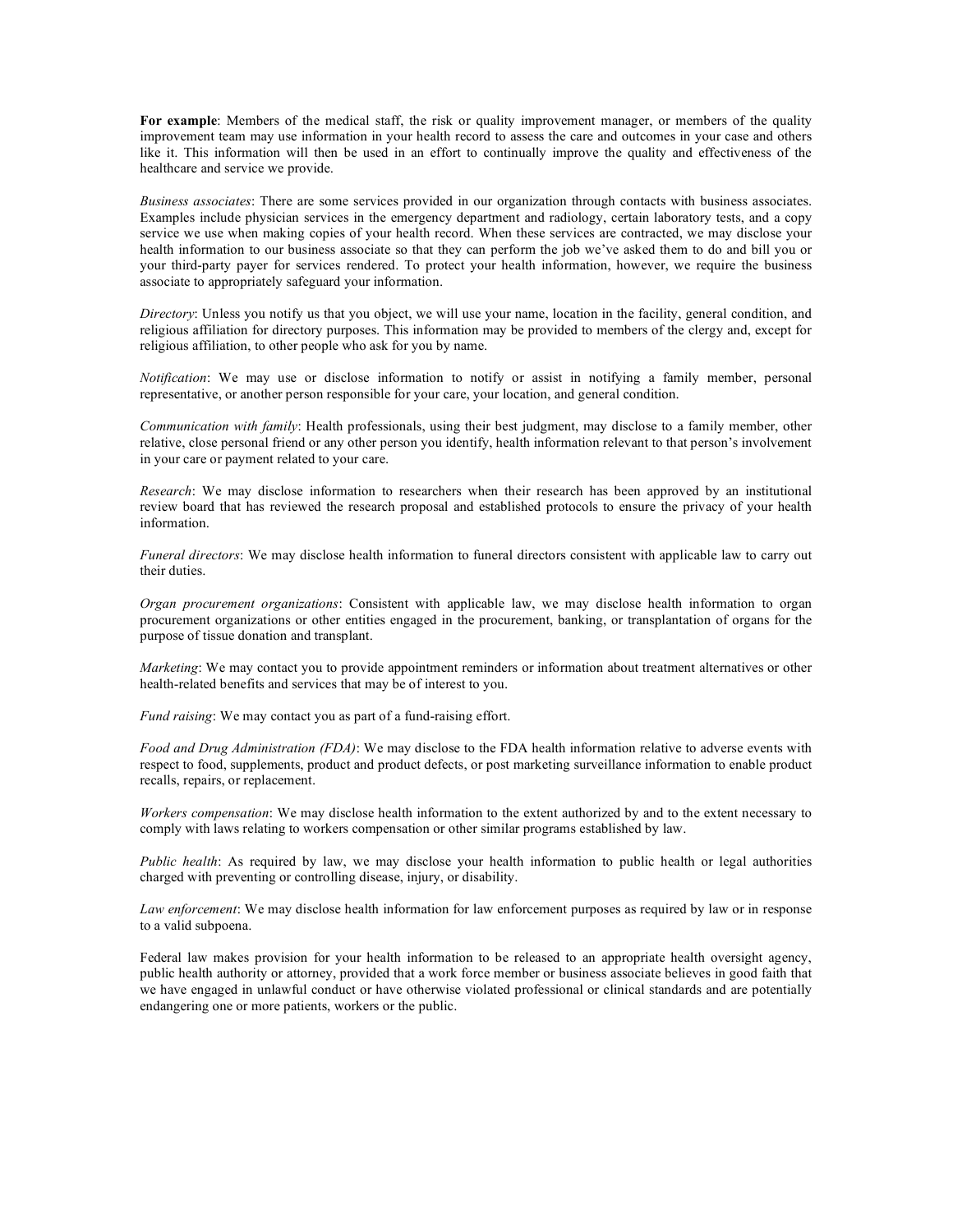**For example**: Members of the medical staff, the risk or quality improvement manager, or members of the quality improvement team may use information in your health record to assess the care and outcomes in your case and others like it. This information will then be used in an effort to continually improve the quality and effectiveness of the healthcare and service we provide.

*Business associates*: There are some services provided in our organization through contacts with business associates. Examples include physician services in the emergency department and radiology, certain laboratory tests, and a copy service we use when making copies of your health record. When these services are contracted, we may disclose your health information to our business associate so that they can perform the job we've asked them to do and bill you or your third-party payer for services rendered. To protect your health information, however, we require the business associate to appropriately safeguard your information.

*Directory*: Unless you notify us that you object, we will use your name, location in the facility, general condition, and religious affiliation for directory purposes. This information may be provided to members of the clergy and, except for religious affiliation, to other people who ask for you by name.

*Notification*: We may use or disclose information to notify or assist in notifying a family member, personal representative, or another person responsible for your care, your location, and general condition.

*Communication with family*: Health professionals, using their best judgment, may disclose to a family member, other relative, close personal friend or any other person you identify, health information relevant to that person's involvement in your care or payment related to your care.

*Research*: We may disclose information to researchers when their research has been approved by an institutional review board that has reviewed the research proposal and established protocols to ensure the privacy of your health information.

*Funeral directors*: We may disclose health information to funeral directors consistent with applicable law to carry out their duties.

*Organ procurement organizations*: Consistent with applicable law, we may disclose health information to organ procurement organizations or other entities engaged in the procurement, banking, or transplantation of organs for the purpose of tissue donation and transplant.

*Marketing*: We may contact you to provide appointment reminders or information about treatment alternatives or other health-related benefits and services that may be of interest to you.

*Fund raising*: We may contact you as part of a fund-raising effort.

*Food and Drug Administration (FDA)*: We may disclose to the FDA health information relative to adverse events with respect to food, supplements, product and product defects, or post marketing surveillance information to enable product recalls, repairs, or replacement.

*Workers compensation*: We may disclose health information to the extent authorized by and to the extent necessary to comply with laws relating to workers compensation or other similar programs established by law.

*Public health*: As required by law, we may disclose your health information to public health or legal authorities charged with preventing or controlling disease, injury, or disability.

*Law enforcement*: We may disclose health information for law enforcement purposes as required by law or in response to a valid subpoena.

Federal law makes provision for your health information to be released to an appropriate health oversight agency, public health authority or attorney, provided that a work force member or business associate believes in good faith that we have engaged in unlawful conduct or have otherwise violated professional or clinical standards and are potentially endangering one or more patients, workers or the public.